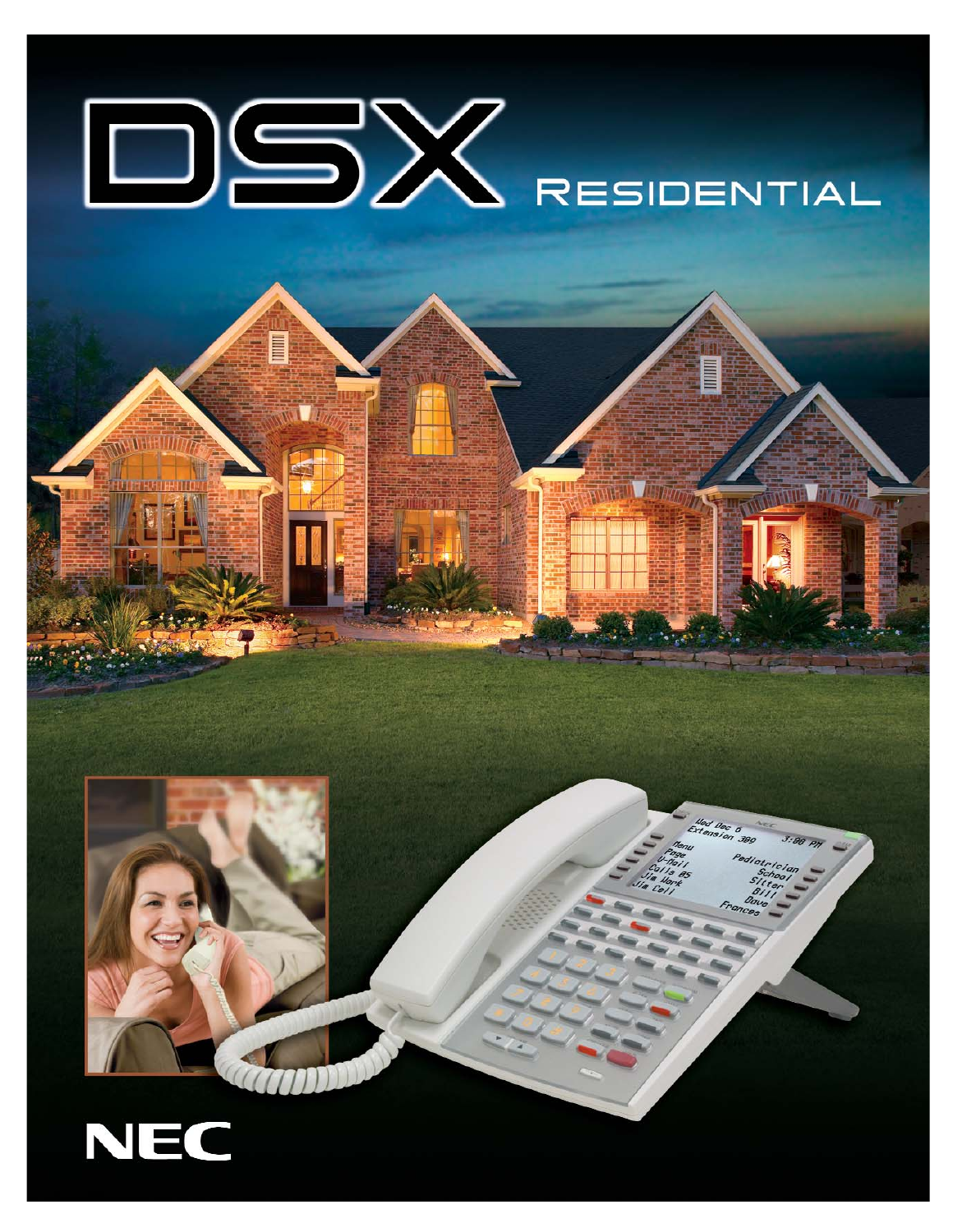# DSX RESIDENTIAL

NEC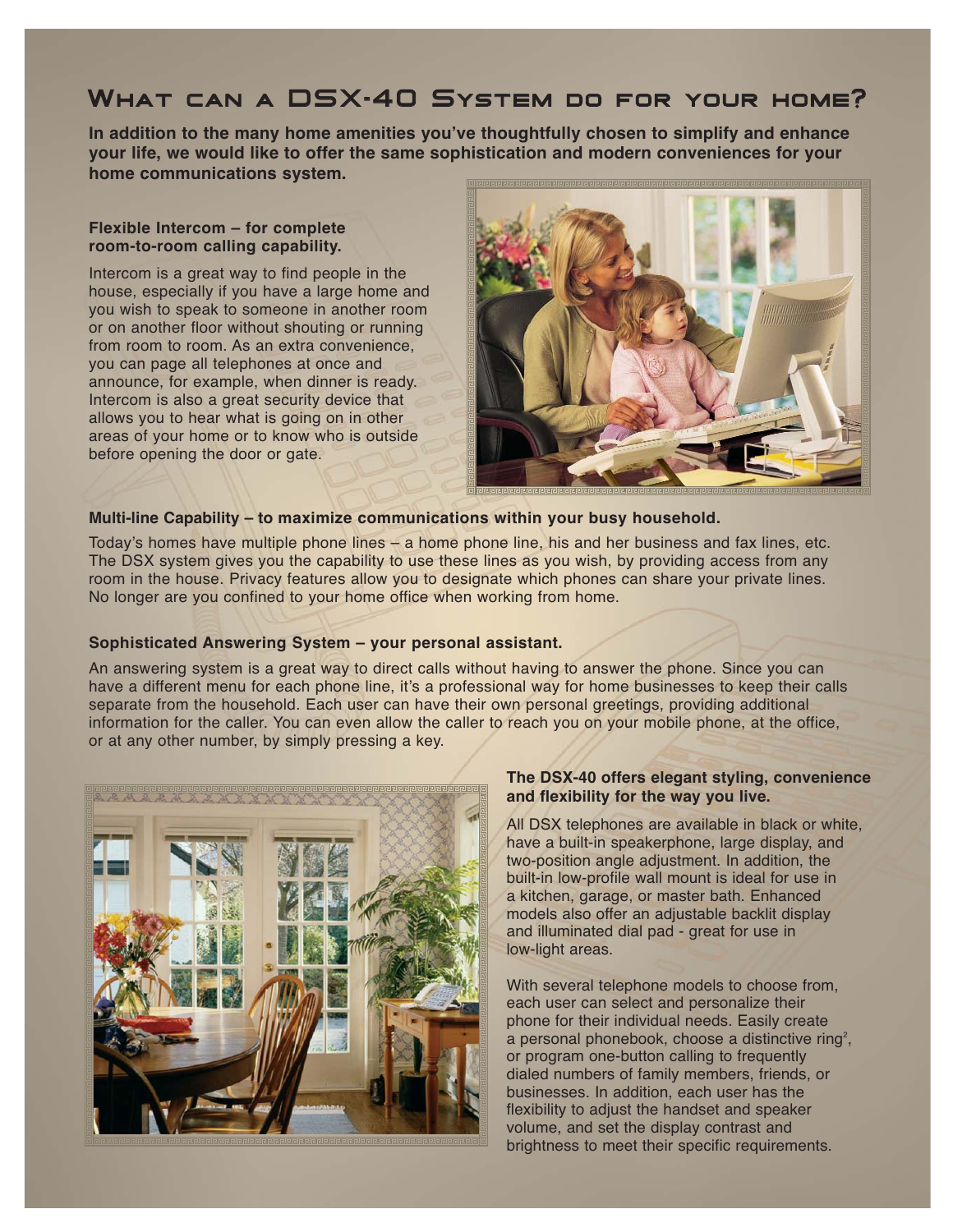# What can a DSX-40 System do for your home?

**In addition to the many home amenities you've thoughtfully chosen to simplify and enhance your life, we would like to offer the same sophistication and modern conveniences for your home communications system.**

### Flexible Intercom – for complete room-to-room calling capability.

Intercom is a great way to find people in the house, especially if you have a large home and you wish to speak to someone in another room or on another floor without shouting or running from room to room. As an extra convenience, you can page all telephones at once and announce, for example, when dinner is ready. Intercom is also a great security device that allows you to hear what is going on in other areas of your home or to know who is outside before opening the door or gate.

### Multi-line Capability – to maximize communications within your busy household.

Today's homes have multiple phone lines – a home phone line, his and her business and fax lines, etc. The DSX system gives you the capability to use these lines as you wish, by providing access from any room in the house. Privacy features allow you to designate which phones can share your private lines. No longer are you confined to your home office when working from home.

### Sophisticated Answering System – your personal assistant.

An answering system is a great way to direct calls without having to answer the phone. Since you can have a different menu for each phone line, it's a professional way for home businesses to keep their calls separate from the household. Each user can have their own personal greetings, providing additional information for the caller. You can even allow the caller to reach you on your mobile phone, at the office, or at any other number, by simply pressing a key.

### The DSX-40 offers elegant styling, convenience and flexibility for the way you live.

All DSX telephones are available in black or white, have a built-in speakerphone, large display, and two-position angle adjustment. In addition, the built-in low-profile wall mount is ideal for use in a kitchen, garage, or master bath. Enhanced models also offer an adjustable backlit display and illuminated dial pad - great for use in low-light areas.

With several telephone models to choose from, each user can select and personalize their phone for their individual needs. Easily create a personal phonebook, choose a distinctive ring[2], or program one-button calling to frequently dialed numbers of family members, friends, or businesses. In addition, each user has the flexibility to adjust the handset and speaker volume, and set the display contrast and brightness to meet their specific requirements.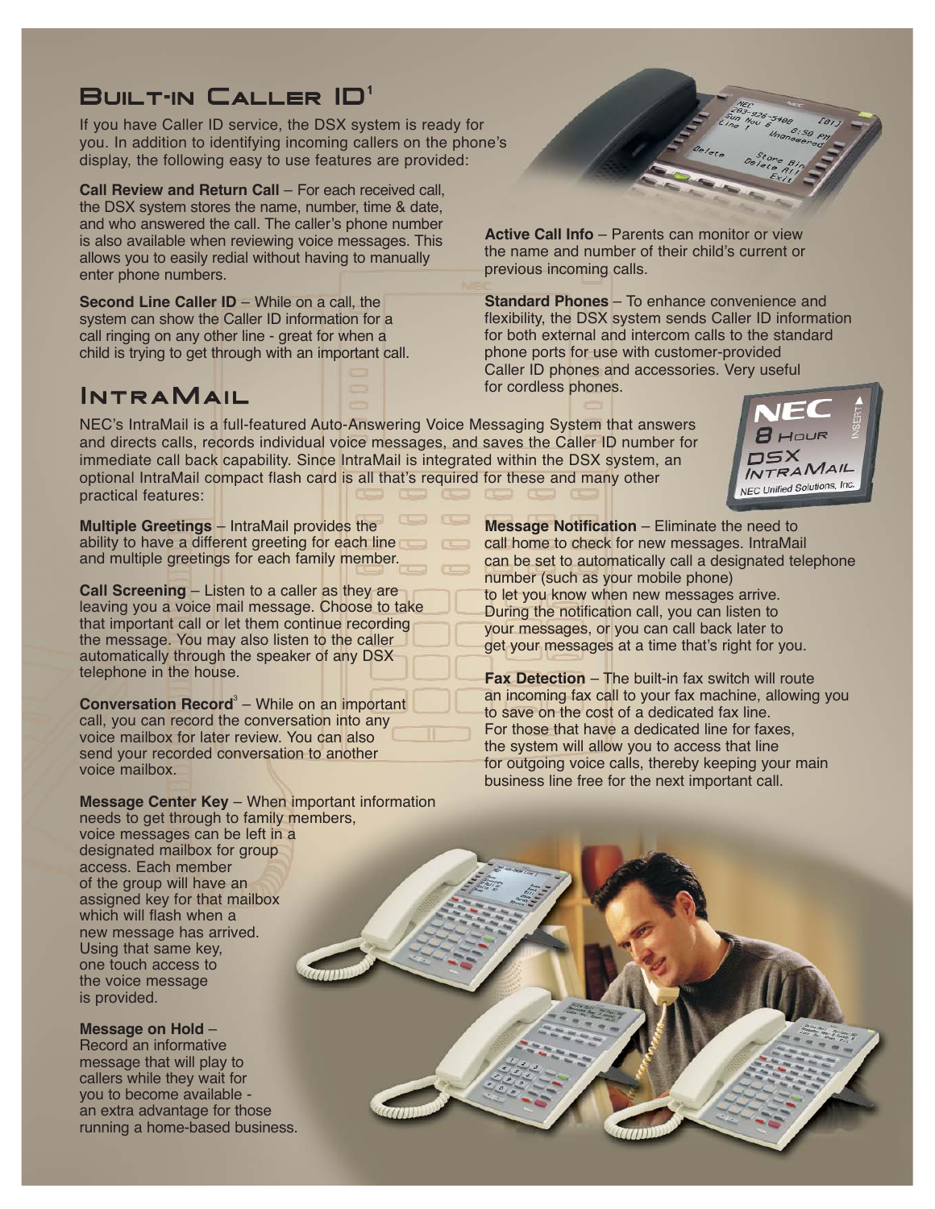## Built-in Caller ID[1]

If you have Caller ID service, the DSX system is ready for you. In addition to identifying incoming callers on the phone's display, the following easy to use features are provided:

**Call Review and Return Call** – For each received call, the DSX system stores the name, number, time & date, and who answered the call. The caller's phone number is also available when reviewing voice messages. This allows you to easily redial without having to manually enter phone numbers.

**Second Line Caller ID** – While on a call, the system can show the Caller ID information for a call ringing on any other line - great for when a child is trying to get through with an important call.

**Active Call Info** – Parents can monitor or view the name and number of their child's current or previous incoming calls.

**Standard Phones** – To enhance convenience and flexibility, the DSX system sends Caller ID information for both external and intercom calls to the standard phone ports for use with customer-provided Caller ID phones and accessories. Very useful for cordless phones.

## IntraMail

NEC's IntraMail is a full-featured Auto-Answering Voice Messaging System that answers and directs calls, records individual voice messages, and saves the Caller ID number for immediate call back capability. Since IntraMail is integrated within the DSX system, an optional IntraMail compact flash card is all that's required for these and many other practical features:

**Multiple Greetings** – IntraMail provides the ability to have a different greeting for each line and multiple greetings for each family member.

**Call Screening** – Listen to a caller as they are leaving you a voice mail message. Choose to take that important call or let them continue recording the message. You may also listen to the caller automatically through the speaker of any DSX telephone in the house.

**Conversation Record**[3] – While on an important call, you can record the conversation into any voice mailbox for later review. You can also send your recorded conversation to another voice mailbox.

**Message Center Key** – When important information needs to get through to family members, voice messages can be left in a designated mailbox for group access. Each member of the group will have an assigned key for that mailbox which will flash when a new message has arrived. Using that same key, one touch access to the voice message is provided.

**Message on Hold** – Record an informative message that will play to callers while they wait for you to become available - an extra advantage for those running a home-based business.

**Message Notification** – Eliminate the need to call home to check for new messages. IntraMail can be set to automatically call a designated telephone number (such as your mobile phone) to let you know when new messages arrive. During the notification call, you can listen to your messages, or you can call back later to get your messages at a time that's right for you.

**Fax Detection** – The built-in fax switch will route an incoming fax call to your fax machine, allowing you to save on the cost of a dedicated fax line. For those that have a dedicated line for faxes, the system will allow you to access that line for outgoing voice calls, thereby keeping your main business line free for the next important call.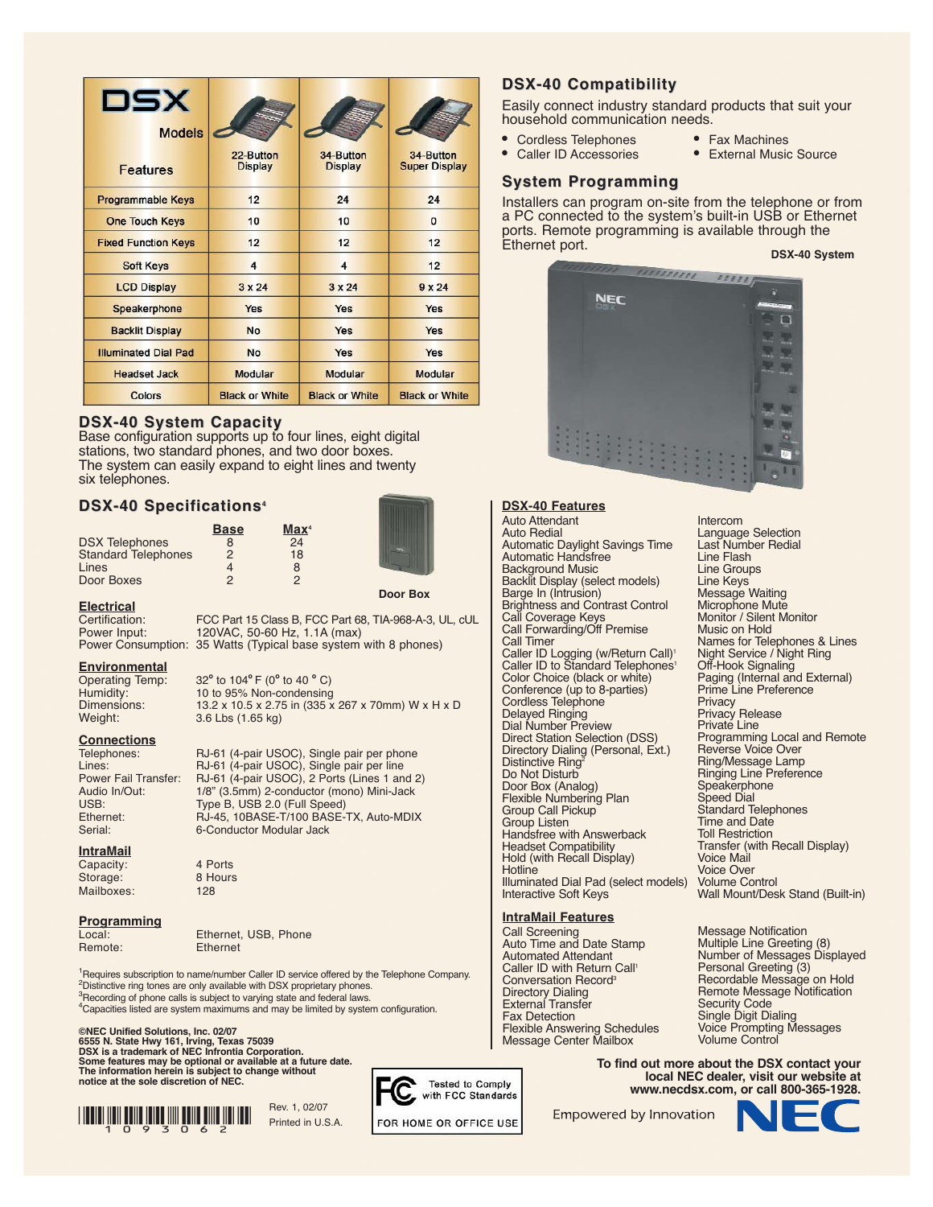| DSX Models / Features | 22-Button Display | 34-Button Display | 34-Button Super Display |
|---|---|---|---|
| Programmable Keys | 12 | 24 | 24 |
| One Touch Keys | 10 | 10 | 0 |
| Fixed Function Keys | 12 | 12 | 12 |
| Soft Keys | 4 | 4 | 12 |
| LCD Display | 3 x 24 | 3 x 24 | 9 x 24 |
| Speakerphone | Yes | Yes | Yes |
| Backlit Display | No | Yes | Yes |
| Illuminated Dial Pad | No | Yes | Yes |
| Headset Jack | Modular | Modular | Modular |
| Colors | Black or White | Black or White | Black or White |

## DSX-40 System Capacity

Base configuration supports up to four lines, eight digital stations, two standard phones, and two door boxes. The system can easily expand to eight lines and twenty six telephones.

## DSX-40 Specifications[4]

| | Base | Max[4] |
|---|---|---|
| DSX Telephones | 8 | 24 |
| Standard Telephones | 2 | 18 |
| Lines | 4 | 8 |
| Door Boxes | 2 | 2 |

Door Box

### Electrical

| | |
|---|---|
| Certification: | FCC Part 15 Class B, FCC Part 68, TIA-968-A-3, UL, cUL |
| Power Input: | 120VAC, 50-60 Hz, 1.1A (max) |
| Power Consumption: | 35 Watts (Typical base system with 8 phones) |

### Environmental

| | |
|---|---|
| Operating Temp: | 32° to 104° F (0° to 40 ° C) |
| Humidity: | 10 to 95% Non-condensing |
| Dimensions: | 13.2 x 10.5 x 2.75 in (335 x 267 x 70mm) W x H x D |
| Weight: | 3.6 Lbs (1.65 kg) |

### Connections

| | |
|---|---|
| Telephones: | RJ-61 (4-pair USOC), Single pair per phone |
| Lines: | RJ-61 (4-pair USOC), Single pair per line |
| Power Fail Transfer: | RJ-61 (4-pair USOC), 2 Ports (Lines 1 and 2) |
| Audio In/Out: | 1/8" (3.5mm) 2-conductor (mono) Mini-Jack |
| USB: | Type B, USB 2.0 (Full Speed) |
| Ethernet: | RJ-45, 10BASE-T/100 BASE-TX, Auto-MDIX |
| Serial: | 6-Conductor Modular Jack |

### IntraMail

| | |
|---|---|
| Capacity: | 4 Ports |
| Storage: | 8 Hours |
| Mailboxes: | 128 |

### Programming

| | |
|---|---|
| Local: | Ethernet, USB, Phone |
| Remote: | Ethernet |

[1]Requires subscription to name/number Caller ID service offered by the Telephone Company.
[2]Distinctive ring tones are only available with DSX proprietary phones.
[3]Recording of phone calls is subject to varying state and federal laws.
[4]Capacities listed are system maximums and may be limited by system configuration.

**©NEC Unified Solutions, Inc. 02/07**
**6555 N. State Hwy 161, Irving, Texas 75039**
**DSX is a trademark of NEC Infrontia Corporation.**
**Some features may be optional or available at a future date.**
**The information herein is subject to change without notice at the sole discretion of NEC.**

1 0 9 3 0 6 2

Rev. 1, 02/07
Printed in U.S.A.

Tested to Comply with FCC Standards
FOR HOME OR OFFICE USE

## DSX-40 Compatibility

Easily connect industry standard products that suit your household communication needs.

- Cordless Telephones
- Caller ID Accessories
- Fax Machines
- External Music Source

## System Programming

Installers can program on-site from the telephone or from a PC connected to the system's built-in USB or Ethernet ports. Remote programming is available through the Ethernet port.

DSX-40 System

### DSX-40 Features

Auto Attendant
Auto Redial
Automatic Daylight Savings Time
Automatic Handsfree
Background Music
Backlit Display (select models)
Barge In (Intrusion)
Brightness and Contrast Control
Call Coverage Keys
Call Forwarding/Off Premise
Call Timer
Caller ID Logging (w/Return Call)[1]
Caller ID to Standard Telephones[1]
Color Choice (black or white)
Conference (up to 8-parties)
Cordless Telephone
Delayed Ringing
Dial Number Preview
Direct Station Selection (DSS)
Directory Dialing (Personal, Ext.)
Distinctive Ring[2]
Do Not Disturb
Door Box (Analog)
Flexible Numbering Plan
Group Call Pickup
Group Listen
Handsfree with Answerback
Headset Compatibility
Hold (with Recall Display)
Hotline
Illuminated Dial Pad (select models)
Interactive Soft Keys
Intercom
Language Selection
Last Number Redial
Line Flash
Line Groups
Line Keys
Message Waiting
Microphone Mute
Monitor / Silent Monitor
Music on Hold
Names for Telephones & Lines
Night Service / Night Ring
Off-Hook Signaling
Paging (Internal and External)
Prime Line Preference
Privacy
Privacy Release
Private Line
Programming Local and Remote
Reverse Voice Over
Ring/Message Lamp
Ringing Line Preference
Speakerphone
Speed Dial
Standard Telephones
Time and Date
Toll Restriction
Transfer (with Recall Display)
Voice Mail
Voice Over
Volume Control
Wall Mount/Desk Stand (Built-in)

### IntraMail Features

Call Screening
Auto Time and Date Stamp
Automated Attendant
Caller ID with Return Call[1]
Conversation Record[3]
Directory Dialing
External Transfer
Fax Detection
Flexible Answering Schedules
Message Center Mailbox
Message Notification
Multiple Line Greeting (8)
Number of Messages Displayed
Personal Greeting (3)
Recordable Message on Hold
Remote Message Notification
Security Code
Single Digit Dialing
Voice Prompting Messages
Volume Control

**To find out more about the DSX contact your local NEC dealer, visit our website at www.necdsx.com, or call 800-365-1928.**

Empowered by Innovation NEC